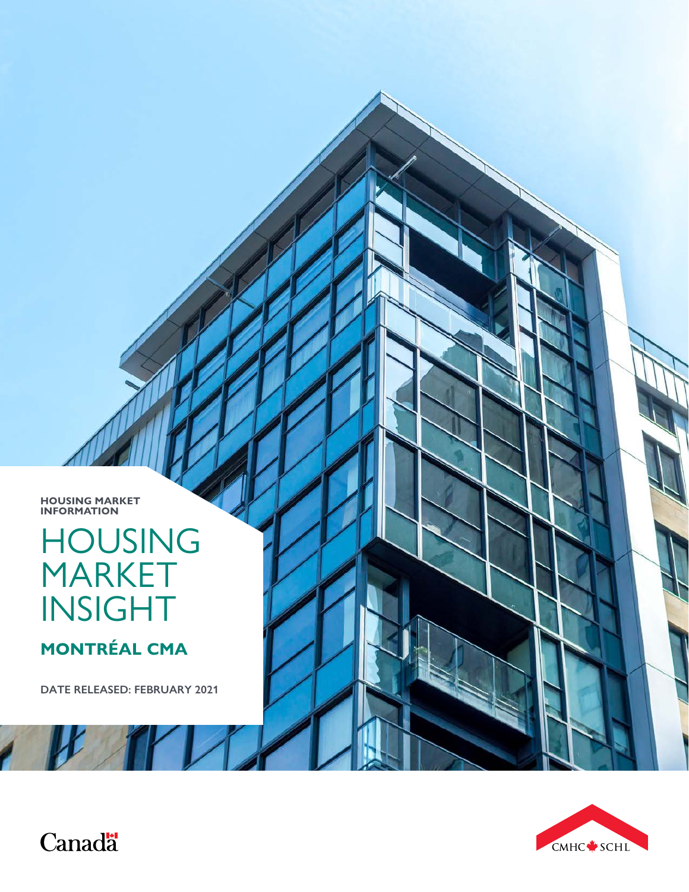HOUSING MARKET INFORMATION

# HOUSING MARKET INSIGHT

## MONTRÉAL CMA

DATE RELEASED: FEBRUARY 2021

Canada

CMHC SCHL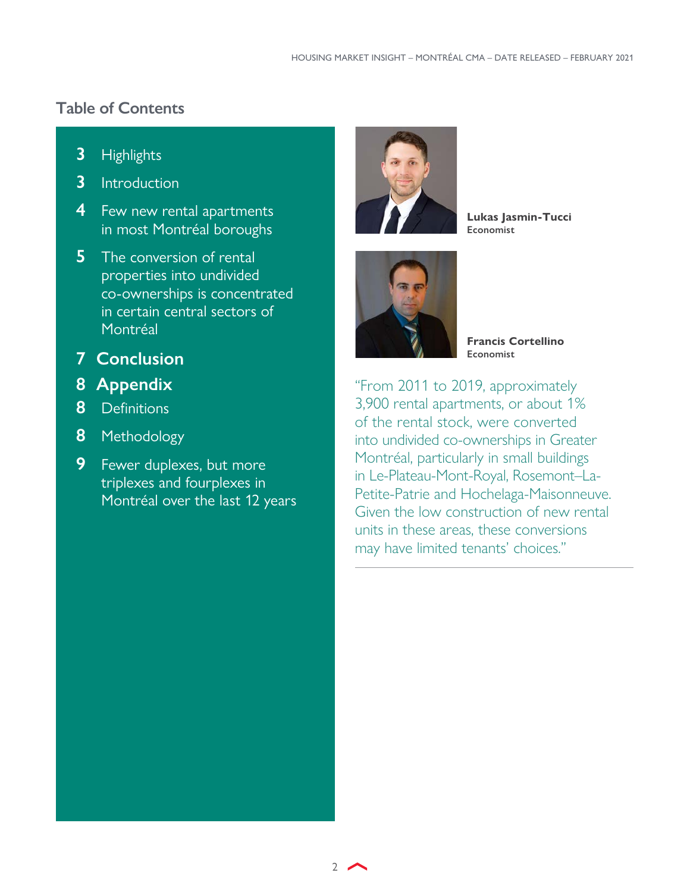## Table of Contents

- 3 Highlights
- 3 Introduction
- 4 Few new rental apartments in most Montréal boroughs
- 5 The conversion of rental properties into undivided co-ownerships is concentrated in certain central sectors of Montréal
- **7 Conclusion**
- **8 Appendix**
- 8 Definitions
- 8 Methodology
- 9 Fewer duplexes, but more triplexes and fourplexes in Montréal over the last 12 years

**Lukas Jasmin-Tucci**
**Economist**

**Francis Cortellino**
**Economist**

"From 2011 to 2019, approximately 3,900 rental apartments, or about 1% of the rental stock, were converted into undivided co-ownerships in Greater Montréal, particularly in small buildings in Le-Plateau-Mont-Royal, Rosemont–La-Petite-Patrie and Hochelaga-Maisonneuve. Given the low construction of new rental units in these areas, these conversions may have limited tenants' choices."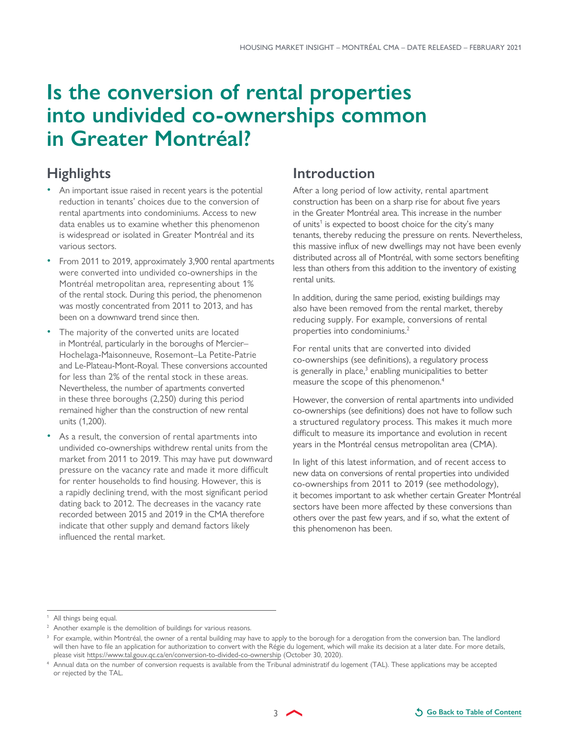# Is the conversion of rental properties into undivided co-ownerships common in Greater Montréal?

## Highlights

- An important issue raised in recent years is the potential reduction in tenants' choices due to the conversion of rental apartments into condominiums. Access to new data enables us to examine whether this phenomenon is widespread or isolated in Greater Montréal and its various sectors.
- From 2011 to 2019, approximately 3,900 rental apartments were converted into undivided co-ownerships in the Montréal metropolitan area, representing about 1% of the rental stock. During this period, the phenomenon was mostly concentrated from 2011 to 2013, and has been on a downward trend since then.
- The majority of the converted units are located in Montréal, particularly in the boroughs of Mercier–Hochelaga-Maisonneuve, Rosemont–La Petite-Patrie and Le-Plateau-Mont-Royal. These conversions accounted for less than 2% of the rental stock in these areas. Nevertheless, the number of apartments converted in these three boroughs (2,250) during this period remained higher than the construction of new rental units (1,200).
- As a result, the conversion of rental apartments into undivided co-ownerships withdrew rental units from the market from 2011 to 2019. This may have put downward pressure on the vacancy rate and made it more difficult for renter households to find housing. However, this is a rapidly declining trend, with the most significant period dating back to 2012. The decreases in the vacancy rate recorded between 2015 and 2019 in the CMA therefore indicate that other supply and demand factors likely influenced the rental market.

## Introduction

After a long period of low activity, rental apartment construction has been on a sharp rise for about five years in the Greater Montréal area. This increase in the number of units[1] is expected to boost choice for the city's many tenants, thereby reducing the pressure on rents. Nevertheless, this massive influx of new dwellings may not have been evenly distributed across all of Montréal, with some sectors benefiting less than others from this addition to the inventory of existing rental units.

In addition, during the same period, existing buildings may also have been removed from the rental market, thereby reducing supply. For example, conversions of rental properties into condominiums.[2]

For rental units that are converted into divided co-ownerships (see definitions), a regulatory process is generally in place,[3] enabling municipalities to better measure the scope of this phenomenon.[4]

However, the conversion of rental apartments into undivided co-ownerships (see definitions) does not have to follow such a structured regulatory process. This makes it much more difficult to measure its importance and evolution in recent years in the Montréal census metropolitan area (CMA).

In light of this latest information, and of recent access to new data on conversions of rental properties into undivided co-ownerships from 2011 to 2019 (see methodology), it becomes important to ask whether certain Greater Montréal sectors have been more affected by these conversions than others over the past few years, and if so, what the extent of this phenomenon has been.

---

[1] All things being equal.

[2] Another example is the demolition of buildings for various reasons.

[3] For example, within Montréal, the owner of a rental building may have to apply to the borough for a derogation from the conversion ban. The landlord will then have to file an application for authorization to convert with the Régie du logement, which will make its decision at a later date. For more details, please visit https://www.tal.gouv.qc.ca/en/conversion-to-divided-co-ownership (October 30, 2020).

[4] Annual data on the number of conversion requests is available from the Tribunal administratif du logement (TAL). These applications may be accepted or rejected by the TAL.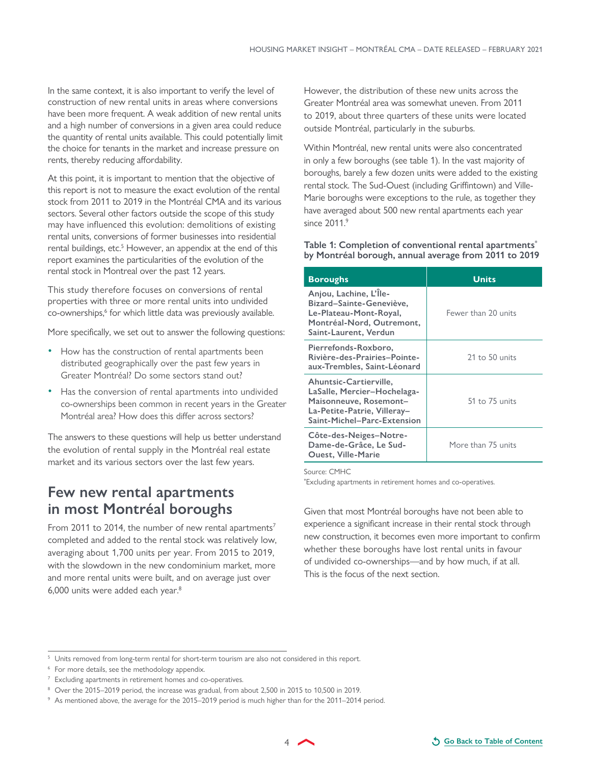In the same context, it is also important to verify the level of construction of new rental units in areas where conversions have been more frequent. A weak addition of new rental units and a high number of conversions in a given area could reduce the quantity of rental units available. This could potentially limit the choice for tenants in the market and increase pressure on rents, thereby reducing affordability.

At this point, it is important to mention that the objective of this report is not to measure the exact evolution of the rental stock from 2011 to 2019 in the Montréal CMA and its various sectors. Several other factors outside the scope of this study may have influenced this evolution: demolitions of existing rental units, conversions of former businesses into residential rental buildings, etc.[5] However, an appendix at the end of this report examines the particularities of the evolution of the rental stock in Montreal over the past 12 years.

This study therefore focuses on conversions of rental properties with three or more rental units into undivided co-ownerships,[6] for which little data was previously available.

More specifically, we set out to answer the following questions:

- How has the construction of rental apartments been distributed geographically over the past few years in Greater Montréal? Do some sectors stand out?
- Has the conversion of rental apartments into undivided co-ownerships been common in recent years in the Greater Montréal area? How does this differ across sectors?

The answers to these questions will help us better understand the evolution of rental supply in the Montréal real estate market and its various sectors over the last few years.

## Few new rental apartments in most Montréal boroughs

From 2011 to 2014, the number of new rental apartments[7] completed and added to the rental stock was relatively low, averaging about 1,700 units per year. From 2015 to 2019, with the slowdown in the new condominium market, more and more rental units were built, and on average just over 6,000 units were added each year.[8]

However, the distribution of these new units across the Greater Montréal area was somewhat uneven. From 2011 to 2019, about three quarters of these units were located outside Montréal, particularly in the suburbs.

Within Montréal, new rental units were also concentrated in only a few boroughs (see table 1). In the vast majority of boroughs, barely a few dozen units were added to the existing rental stock. The Sud-Ouest (including Griffintown) and Ville-Marie boroughs were exceptions to the rule, as together they have averaged about 500 new rental apartments each year since 2011.[9]

**Table 1: Completion of conventional rental apartments\* by Montréal borough, annual average from 2011 to 2019**

| Boroughs | Units |
|---|---|
| **Anjou, Lachine, L'Île-Bizard–Sainte-Geneviève, Le-Plateau-Mont-Royal, Montréal-Nord, Outremont, Saint-Laurent, Verdun** | Fewer than 20 units |
| **Pierrefonds-Roxboro, Rivière-des-Prairies–Pointe-aux-Trembles, Saint-Léonard** | 21 to 50 units |
| **Ahuntsic-Cartierville, LaSalle, Mercier–Hochelaga-Maisonneuve, Rosemont–La-Petite-Patrie, Villeray–Saint-Michel–Parc-Extension** | 51 to 75 units |
| **Côte-des-Neiges–Notre-Dame-de-Grâce, Le Sud-Ouest, Ville-Marie** | More than 75 units |

Source: CMHC

\*Excluding apartments in retirement homes and co-operatives.

Given that most Montréal boroughs have not been able to experience a significant increase in their rental stock through new construction, it becomes even more important to confirm whether these boroughs have lost rental units in favour of undivided co-ownerships—and by how much, if at all. This is the focus of the next section.

---

[5] Units removed from long-term rental for short-term tourism are also not considered in this report.

[6] For more details, see the methodology appendix.

[7] Excluding apartments in retirement homes and co-operatives.

[8] Over the 2015–2019 period, the increase was gradual, from about 2,500 in 2015 to 10,500 in 2019.

[9] As mentioned above, the average for the 2015–2019 period is much higher than for the 2011–2014 period.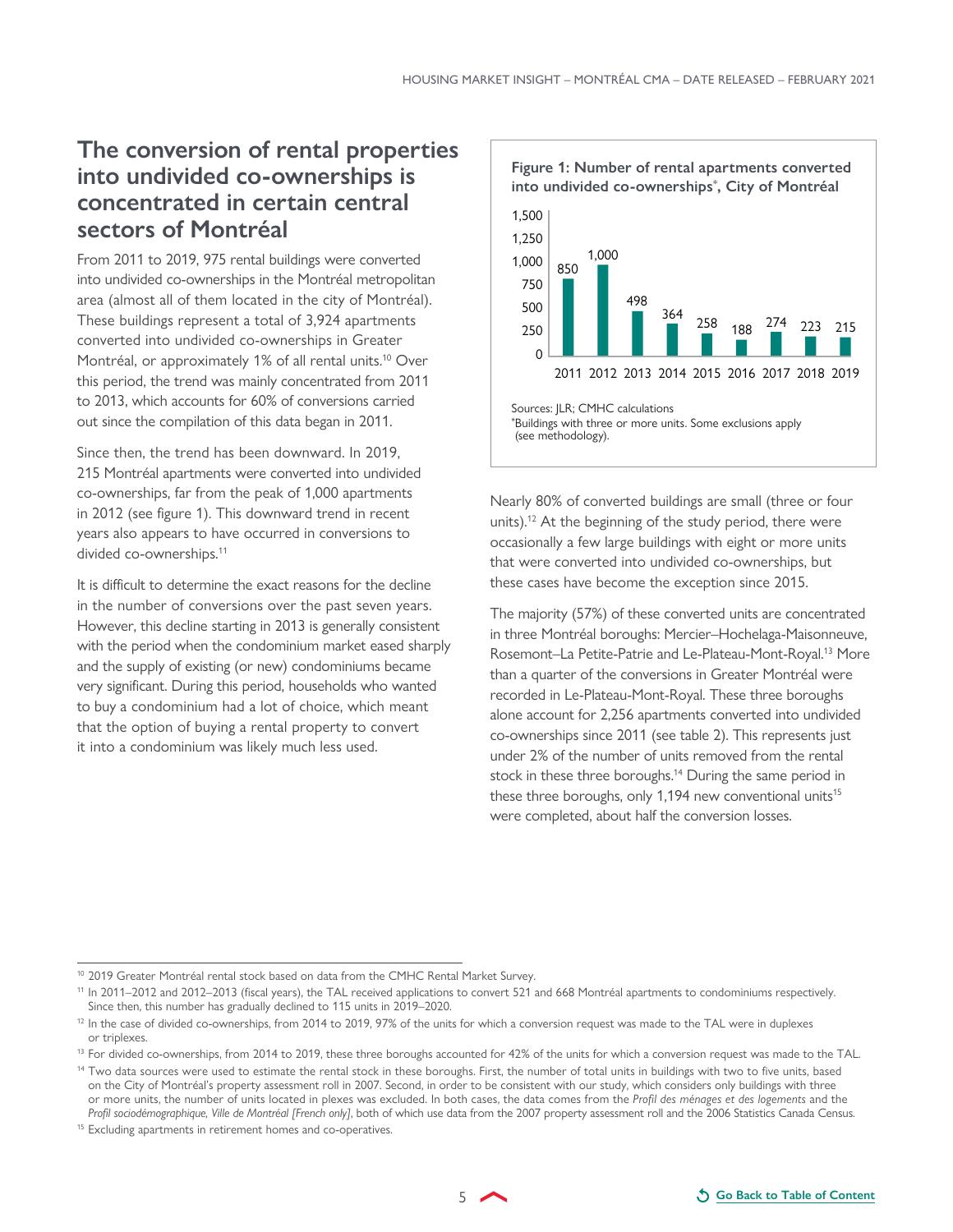## The conversion of rental properties into undivided co-ownerships is concentrated in certain central sectors of Montréal

From 2011 to 2019, 975 rental buildings were converted into undivided co-ownerships in the Montréal metropolitan area (almost all of them located in the city of Montréal). These buildings represent a total of 3,924 apartments converted into undivided co-ownerships in Greater Montréal, or approximately 1% of all rental units.[10] Over this period, the trend was mainly concentrated from 2011 to 2013, which accounts for 60% of conversions carried out since the compilation of this data began in 2011.

Since then, the trend has been downward. In 2019, 215 Montréal apartments were converted into undivided co-ownerships, far from the peak of 1,000 apartments in 2012 (see figure 1). This downward trend in recent years also appears to have occurred in conversions to divided co-ownerships.[11]

It is difficult to determine the exact reasons for the decline in the number of conversions over the past seven years. However, this decline starting in 2013 is generally consistent with the period when the condominium market eased sharply and the supply of existing (or new) condominiums became very significant. During this period, households who wanted to buy a condominium had a lot of choice, which meant that the option of buying a rental property to convert it into a condominium was likely much less used.

**Figure 1: Number of rental apartments converted into undivided co-ownerships\*, City of Montréal**

| Year | 2011 | 2012 | 2013 | 2014 | 2015 | 2016 | 2017 | 2018 | 2019 |
|---|---|---|---|---|---|---|---|---|---|
| Apartments | 850 | 1,000 | 498 | 364 | 258 | 188 | 274 | 223 | 215 |

Sources: JLR; CMHC calculations
\*Buildings with three or more units. Some exclusions apply (see methodology).

Nearly 80% of converted buildings are small (three or four units).[12] At the beginning of the study period, there were occasionally a few large buildings with eight or more units that were converted into undivided co-ownerships, but these cases have become the exception since 2015.

The majority (57%) of these converted units are concentrated in three Montréal boroughs: Mercier–Hochelaga-Maisonneuve, Rosemont–La Petite-Patrie and Le-Plateau-Mont-Royal.[13] More than a quarter of the conversions in Greater Montréal were recorded in Le-Plateau-Mont-Royal. These three boroughs alone account for 2,256 apartments converted into undivided co-ownerships since 2011 (see table 2). This represents just under 2% of the number of units removed from the rental stock in these three boroughs.[14] During the same period in these three boroughs, only 1,194 new conventional units[15] were completed, about half the conversion losses.

---

[10] 2019 Greater Montréal rental stock based on data from the CMHC Rental Market Survey.

[11] In 2011–2012 and 2012–2013 (fiscal years), the TAL received applications to convert 521 and 668 Montréal apartments to condominiums respectively. Since then, this number has gradually declined to 115 units in 2019–2020.

[12] In the case of divided co-ownerships, from 2014 to 2019, 97% of the units for which a conversion request was made to the TAL were in duplexes or triplexes.

[13] For divided co-ownerships, from 2014 to 2019, these three boroughs accounted for 42% of the units for which a conversion request was made to the TAL.

[14] Two data sources were used to estimate the rental stock in these boroughs. First, the number of total units in buildings with two to five units, based on the City of Montréal's property assessment roll in 2007. Second, in order to be consistent with our study, which considers only buildings with three or more units, the number of units located in plexes was excluded. In both cases, the data comes from the *Profil des ménages et des logements* and the *Profil sociodémographique, Ville de Montréal [French only]*, both of which use data from the 2007 property assessment roll and the 2006 Statistics Canada Census.

[15] Excluding apartments in retirement homes and co-operatives.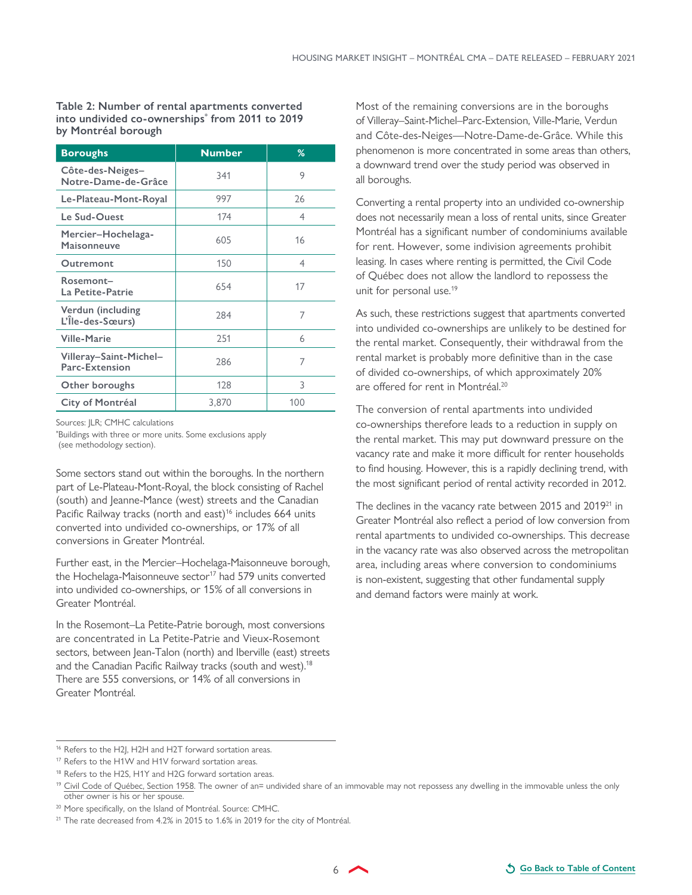**Table 2: Number of rental apartments converted into undivided co-ownerships[*] from 2011 to 2019 by Montréal borough**

| Boroughs | Number | % |
|---|---|---|
| Côte-des-Neiges–Notre-Dame-de-Grâce | 341 | 9 |
| Le-Plateau-Mont-Royal | 997 | 26 |
| Le Sud-Ouest | 174 | 4 |
| Mercier–Hochelaga-Maisonneuve | 605 | 16 |
| Outremont | 150 | 4 |
| Rosemont–La Petite-Patrie | 654 | 17 |
| Verdun (including L'Île-des-Sœurs) | 284 | 7 |
| Ville-Marie | 251 | 6 |
| Villeray–Saint-Michel–Parc-Extension | 286 | 7 |
| Other boroughs | 128 | 3 |
| City of Montréal | 3,870 | 100 |

Sources: JLR; CMHC calculations

*Buildings with three or more units. Some exclusions apply (see methodology section).

Some sectors stand out within the boroughs. In the northern part of Le-Plateau-Mont-Royal, the block consisting of Rachel (south) and Jeanne-Mance (west) streets and the Canadian Pacific Railway tracks (north and east)[16] includes 664 units converted into undivided co-ownerships, or 17% of all conversions in Greater Montréal.

Further east, in the Mercier–Hochelaga-Maisonneuve borough, the Hochelaga-Maisonneuve sector[17] had 579 units converted into undivided co-ownerships, or 15% of all conversions in Greater Montréal.

In the Rosemont–La Petite-Patrie borough, most conversions are concentrated in La Petite-Patrie and Vieux-Rosemont sectors, between Jean-Talon (north) and Iberville (east) streets and the Canadian Pacific Railway tracks (south and west).[18] There are 555 conversions, or 14% of all conversions in Greater Montréal.

Most of the remaining conversions are in the boroughs of Villeray–Saint-Michel–Parc-Extension, Ville-Marie, Verdun and Côte-des-Neiges—Notre-Dame-de-Grâce. While this phenomenon is more concentrated in some areas than others, a downward trend over the study period was observed in all boroughs.

Converting a rental property into an undivided co-ownership does not necessarily mean a loss of rental units, since Greater Montréal has a significant number of condominiums available for rent. However, some indivision agreements prohibit leasing. In cases where renting is permitted, the Civil Code of Québec does not allow the landlord to repossess the unit for personal use.[19]

As such, these restrictions suggest that apartments converted into undivided co-ownerships are unlikely to be destined for the rental market. Consequently, their withdrawal from the rental market is probably more definitive than in the case of divided co-ownerships, of which approximately 20% are offered for rent in Montréal.[20]

The conversion of rental apartments into undivided co-ownerships therefore leads to a reduction in supply on the rental market. This may put downward pressure on the vacancy rate and make it more difficult for renter households to find housing. However, this is a rapidly declining trend, with the most significant period of rental activity recorded in 2012.

The declines in the vacancy rate between 2015 and 2019[21] in Greater Montréal also reflect a period of low conversion from rental apartments to undivided co-ownerships. This decrease in the vacancy rate was also observed across the metropolitan area, including areas where conversion to condominiums is non-existent, suggesting that other fundamental supply and demand factors were mainly at work.

---

[16] Refers to the H2J, H2H and H2T forward sortation areas.

[17] Refers to the H1W and H1V forward sortation areas.

[18] Refers to the H2S, H1Y and H2G forward sortation areas.

[19] Civil Code of Québec, Section 1958. The owner of an= undivided share of an immovable may not repossess any dwelling in the immovable unless the only other owner is his or her spouse.

[20] More specifically, on the Island of Montréal. Source: CMHC.

[21] The rate decreased from 4.2% in 2015 to 1.6% in 2019 for the city of Montréal.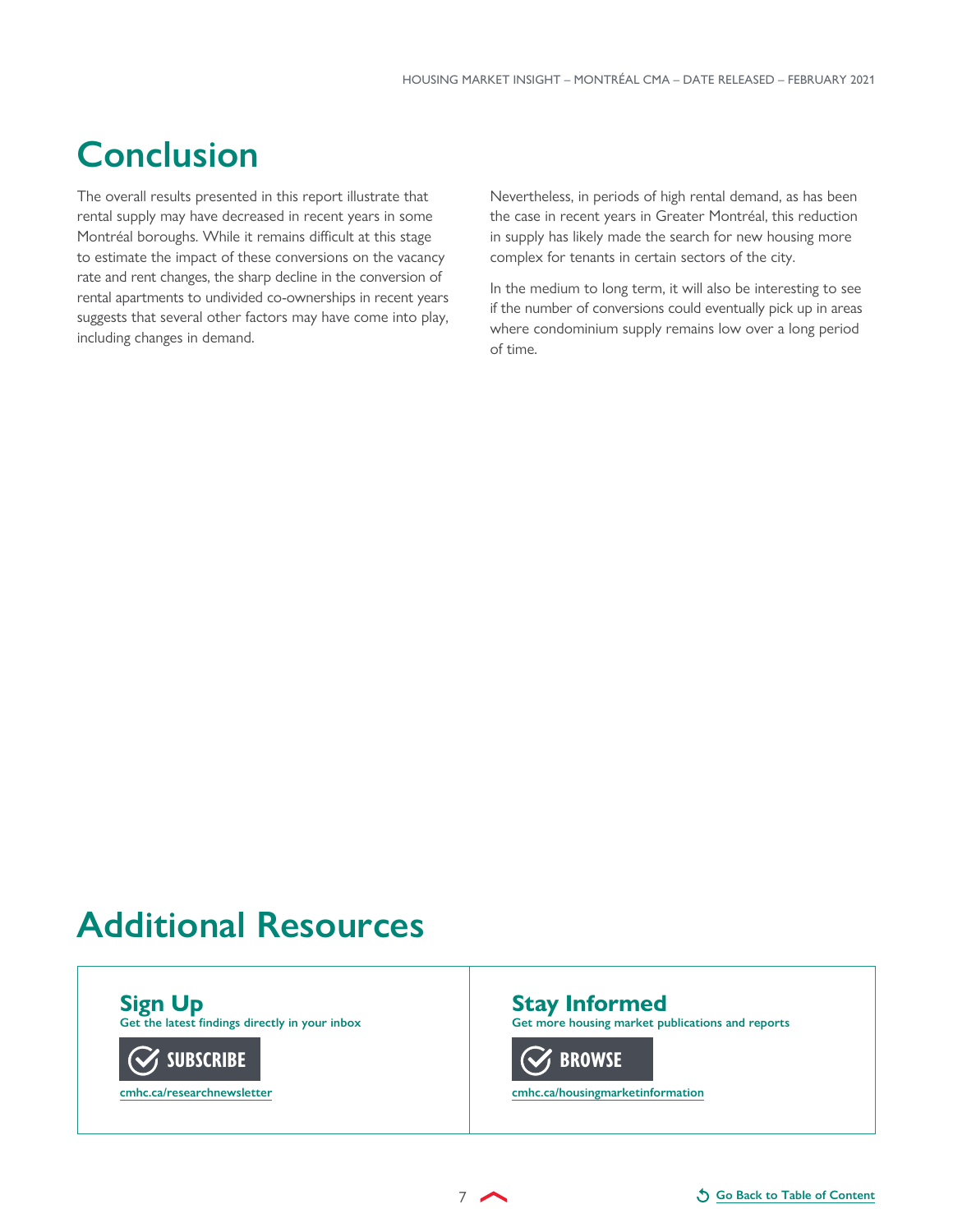# Conclusion

The overall results presented in this report illustrate that rental supply may have decreased in recent years in some Montréal boroughs. While it remains difficult at this stage to estimate the impact of these conversions on the vacancy rate and rent changes, the sharp decline in the conversion of rental apartments to undivided co-ownerships in recent years suggests that several other factors may have come into play, including changes in demand.

Nevertheless, in periods of high rental demand, as has been the case in recent years in Greater Montréal, this reduction in supply has likely made the search for new housing more complex for tenants in certain sectors of the city.

In the medium to long term, it will also be interesting to see if the number of conversions could eventually pick up in areas where condominium supply remains low over a long period of time.

# Additional Resources

## Sign Up

**Get the latest findings directly in your inbox**

**SUBSCRIBE**

cmhc.ca/researchnewsletter

## Stay Informed

**Get more housing market publications and reports**

**BROWSE**

cmhc.ca/housingmarketinformation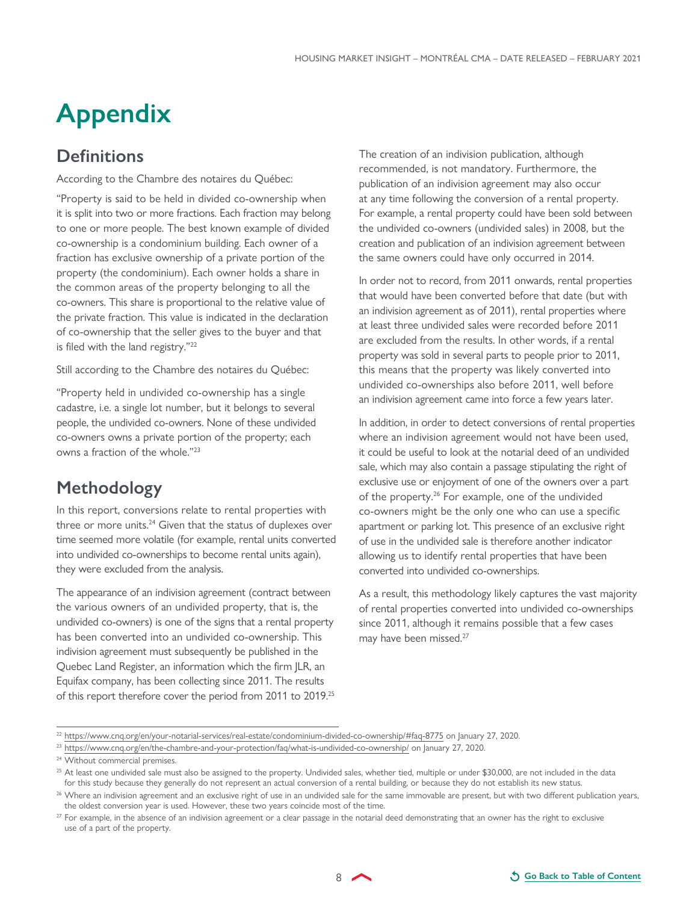# Appendix

## Definitions

According to the Chambre des notaires du Québec:

"Property is said to be held in divided co-ownership when it is split into two or more fractions. Each fraction may belong to one or more people. The best known example of divided co-ownership is a condominium building. Each owner of a fraction has exclusive ownership of a private portion of the property (the condominium). Each owner holds a share in the common areas of the property belonging to all the co-owners. This share is proportional to the relative value of the private fraction. This value is indicated in the declaration of co-ownership that the seller gives to the buyer and that is filed with the land registry."[22]

Still according to the Chambre des notaires du Québec:

"Property held in undivided co-ownership has a single cadastre, i.e. a single lot number, but it belongs to several people, the undivided co-owners. None of these undivided co-owners owns a private portion of the property; each owns a fraction of the whole."[23]

## Methodology

In this report, conversions relate to rental properties with three or more units.[24] Given that the status of duplexes over time seemed more volatile (for example, rental units converted into undivided co-ownerships to become rental units again), they were excluded from the analysis.

The appearance of an indivision agreement (contract between the various owners of an undivided property, that is, the undivided co-owners) is one of the signs that a rental property has been converted into an undivided co-ownership. This indivision agreement must subsequently be published in the Quebec Land Register, an information which the firm JLR, an Equifax company, has been collecting since 2011. The results of this report therefore cover the period from 2011 to 2019.[25]

The creation of an indivision publication, although recommended, is not mandatory. Furthermore, the publication of an indivision agreement may also occur at any time following the conversion of a rental property. For example, a rental property could have been sold between the undivided co-owners (undivided sales) in 2008, but the creation and publication of an indivision agreement between the same owners could have only occurred in 2014.

In order not to record, from 2011 onwards, rental properties that would have been converted before that date (but with an indivision agreement as of 2011), rental properties where at least three undivided sales were recorded before 2011 are excluded from the results. In other words, if a rental property was sold in several parts to people prior to 2011, this means that the property was likely converted into undivided co-ownerships also before 2011, well before an indivision agreement came into force a few years later.

In addition, in order to detect conversions of rental properties where an indivision agreement would not have been used, it could be useful to look at the notarial deed of an undivided sale, which may also contain a passage stipulating the right of exclusive use or enjoyment of one of the owners over a part of the property.[26] For example, one of the undivided co-owners might be the only one who can use a specific apartment or parking lot. This presence of an exclusive right of use in the undivided sale is therefore another indicator allowing us to identify rental properties that have been converted into undivided co-ownerships.

As a result, this methodology likely captures the vast majority of rental properties converted into undivided co-ownerships since 2011, although it remains possible that a few cases may have been missed.[27]

---

[22] https://www.cnq.org/en/your-notarial-services/real-estate/condominium-divided-co-ownership/#faq-8775 on January 27, 2020.

[23] https://www.cnq.org/en/the-chambre-and-your-protection/faq/what-is-undivided-co-ownership/ on January 27, 2020.

[24] Without commercial premises.

[25] At least one undivided sale must also be assigned to the property. Undivided sales, whether tied, multiple or under $30,000, are not included in the data for this study because they generally do not represent an actual conversion of a rental building, or because they do not establish its new status.

[26] Where an indivision agreement and an exclusive right of use in an undivided sale for the same immovable are present, but with two different publication years, the oldest conversion year is used. However, these two years coincide most of the time.

[27] For example, in the absence of an indivision agreement or a clear passage in the notarial deed demonstrating that an owner has the right to exclusive use of a part of the property.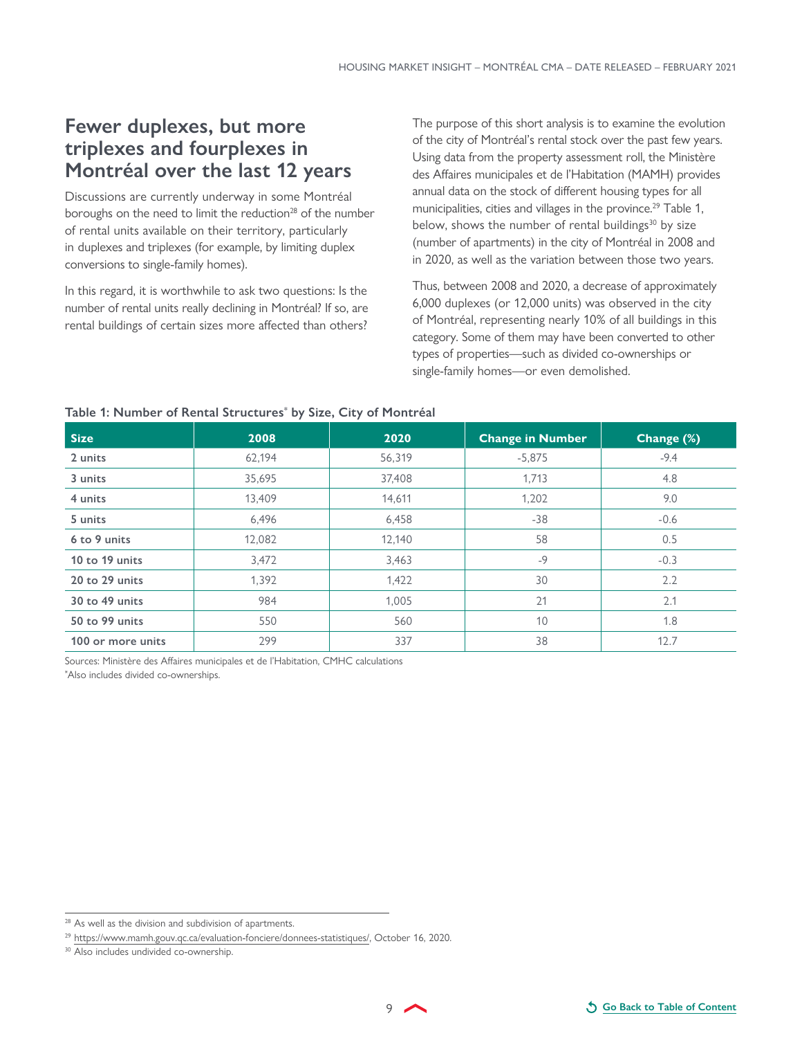## Fewer duplexes, but more triplexes and fourplexes in Montréal over the last 12 years

Discussions are currently underway in some Montréal boroughs on the need to limit the reduction[28] of the number of rental units available on their territory, particularly in duplexes and triplexes (for example, by limiting duplex conversions to single-family homes).

In this regard, it is worthwhile to ask two questions: Is the number of rental units really declining in Montréal? If so, are rental buildings of certain sizes more affected than others?

The purpose of this short analysis is to examine the evolution of the city of Montréal's rental stock over the past few years. Using data from the property assessment roll, the Ministère des Affaires municipales et de l'Habitation (MAMH) provides annual data on the stock of different housing types for all municipalities, cities and villages in the province.[29] Table 1, below, shows the number of rental buildings[30] by size (number of apartments) in the city of Montréal in 2008 and in 2020, as well as the variation between those two years.

Thus, between 2008 and 2020, a decrease of approximately 6,000 duplexes (or 12,000 units) was observed in the city of Montréal, representing nearly 10% of all buildings in this category. Some of them may have been converted to other types of properties—such as divided co-ownerships or single-family homes—or even demolished.

**Table 1: Number of Rental Structures* by Size, City of Montréal**

| Size | 2008 | 2020 | Change in Number | Change (%) |
|---|---|---|---|---|
| 2 units | 62,194 | 56,319 | -5,875 | -9.4 |
| 3 units | 35,695 | 37,408 | 1,713 | 4.8 |
| 4 units | 13,409 | 14,611 | 1,202 | 9.0 |
| 5 units | 6,496 | 6,458 | -38 | -0.6 |
| 6 to 9 units | 12,082 | 12,140 | 58 | 0.5 |
| 10 to 19 units | 3,472 | 3,463 | -9 | -0.3 |
| 20 to 29 units | 1,392 | 1,422 | 30 | 2.2 |
| 30 to 49 units | 984 | 1,005 | 21 | 2.1 |
| 50 to 99 units | 550 | 560 | 10 | 1.8 |
| 100 or more units | 299 | 337 | 38 | 12.7 |

Sources: Ministère des Affaires municipales et de l'Habitation, CMHC calculations

*Also includes divided co-ownerships.

---

[28] As well as the division and subdivision of apartments.

[29] https://www.mamh.gouv.qc.ca/evaluation-fonciere/donnees-statistiques/, October 16, 2020.

[30] Also includes undivided co-ownership.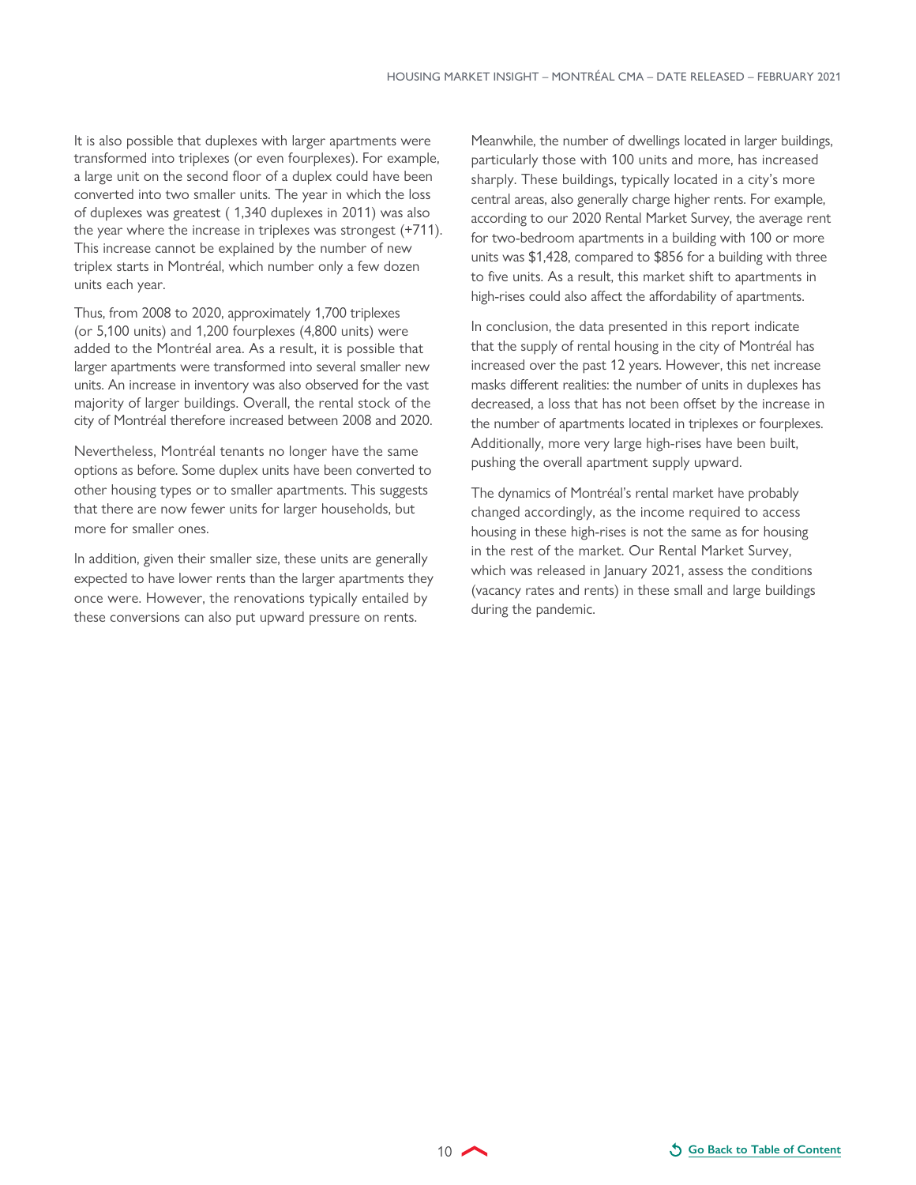It is also possible that duplexes with larger apartments were transformed into triplexes (or even fourplexes). For example, a large unit on the second floor of a duplex could have been converted into two smaller units. The year in which the loss of duplexes was greatest ( 1,340 duplexes in 2011) was also the year where the increase in triplexes was strongest (+711). This increase cannot be explained by the number of new triplex starts in Montréal, which number only a few dozen units each year.

Thus, from 2008 to 2020, approximately 1,700 triplexes (or 5,100 units) and 1,200 fourplexes (4,800 units) were added to the Montréal area. As a result, it is possible that larger apartments were transformed into several smaller new units. An increase in inventory was also observed for the vast majority of larger buildings. Overall, the rental stock of the city of Montréal therefore increased between 2008 and 2020.

Nevertheless, Montréal tenants no longer have the same options as before. Some duplex units have been converted to other housing types or to smaller apartments. This suggests that there are now fewer units for larger households, but more for smaller ones.

In addition, given their smaller size, these units are generally expected to have lower rents than the larger apartments they once were. However, the renovations typically entailed by these conversions can also put upward pressure on rents.

Meanwhile, the number of dwellings located in larger buildings, particularly those with 100 units and more, has increased sharply. These buildings, typically located in a city's more central areas, also generally charge higher rents. For example, according to our 2020 Rental Market Survey, the average rent for two-bedroom apartments in a building with 100 or more units was $1,428, compared to $856 for a building with three to five units. As a result, this market shift to apartments in high-rises could also affect the affordability of apartments.

In conclusion, the data presented in this report indicate that the supply of rental housing in the city of Montréal has increased over the past 12 years. However, this net increase masks different realities: the number of units in duplexes has decreased, a loss that has not been offset by the increase in the number of apartments located in triplexes or fourplexes. Additionally, more very large high-rises have been built, pushing the overall apartment supply upward.

The dynamics of Montréal's rental market have probably changed accordingly, as the income required to access housing in these high-rises is not the same as for housing in the rest of the market. Our Rental Market Survey, which was released in January 2021, assess the conditions (vacancy rates and rents) in these small and large buildings during the pandemic.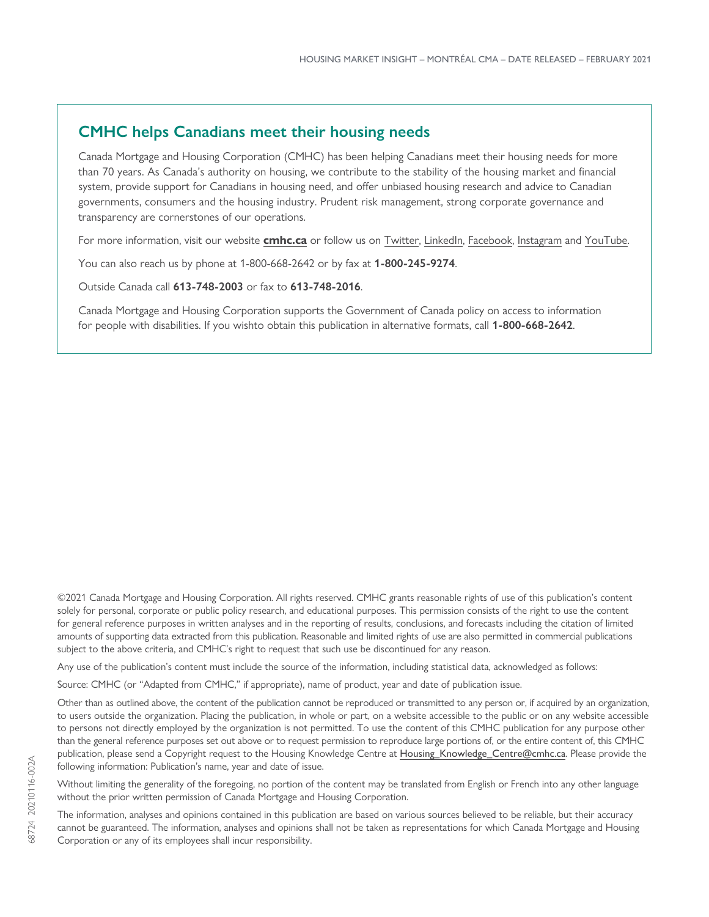## CMHC helps Canadians meet their housing needs

Canada Mortgage and Housing Corporation (CMHC) has been helping Canadians meet their housing needs for more than 70 years. As Canada's authority on housing, we contribute to the stability of the housing market and financial system, provide support for Canadians in housing need, and offer unbiased housing research and advice to Canadian governments, consumers and the housing industry. Prudent risk management, strong corporate governance and transparency are cornerstones of our operations.

For more information, visit our website **cmhc.ca** or follow us on Twitter, LinkedIn, Facebook, Instagram and YouTube.

You can also reach us by phone at 1-800-668-2642 or by fax at **1-800-245-9274**.

Outside Canada call **613-748-2003** or fax to **613-748-2016**.

Canada Mortgage and Housing Corporation supports the Government of Canada policy on access to information for people with disabilities. If you wishto obtain this publication in alternative formats, call **1-800-668-2642**.

©2021 Canada Mortgage and Housing Corporation. All rights reserved. CMHC grants reasonable rights of use of this publication's content solely for personal, corporate or public policy research, and educational purposes. This permission consists of the right to use the content for general reference purposes in written analyses and in the reporting of results, conclusions, and forecasts including the citation of limited amounts of supporting data extracted from this publication. Reasonable and limited rights of use are also permitted in commercial publications subject to the above criteria, and CMHC's right to request that such use be discontinued for any reason.

Any use of the publication's content must include the source of the information, including statistical data, acknowledged as follows:

Source: CMHC (or "Adapted from CMHC," if appropriate), name of product, year and date of publication issue.

Other than as outlined above, the content of the publication cannot be reproduced or transmitted to any person or, if acquired by an organization, to users outside the organization. Placing the publication, in whole or part, on a website accessible to the public or on any website accessible to persons not directly employed by the organization is not permitted. To use the content of this CMHC publication for any purpose other than the general reference purposes set out above or to request permission to reproduce large portions of, or the entire content of, this CMHC publication, please send a Copyright request to the Housing Knowledge Centre at Housing_Knowledge_Centre@cmhc.ca. Please provide the following information: Publication's name, year and date of issue.

Without limiting the generality of the foregoing, no portion of the content may be translated from English or French into any other language without the prior written permission of Canada Mortgage and Housing Corporation.

The information, analyses and opinions contained in this publication are based on various sources believed to be reliable, but their accuracy cannot be guaranteed. The information, analyses and opinions shall not be taken as representations for which Canada Mortgage and Housing Corporation or any of its employees shall incur responsibility.

68724 20210116-002A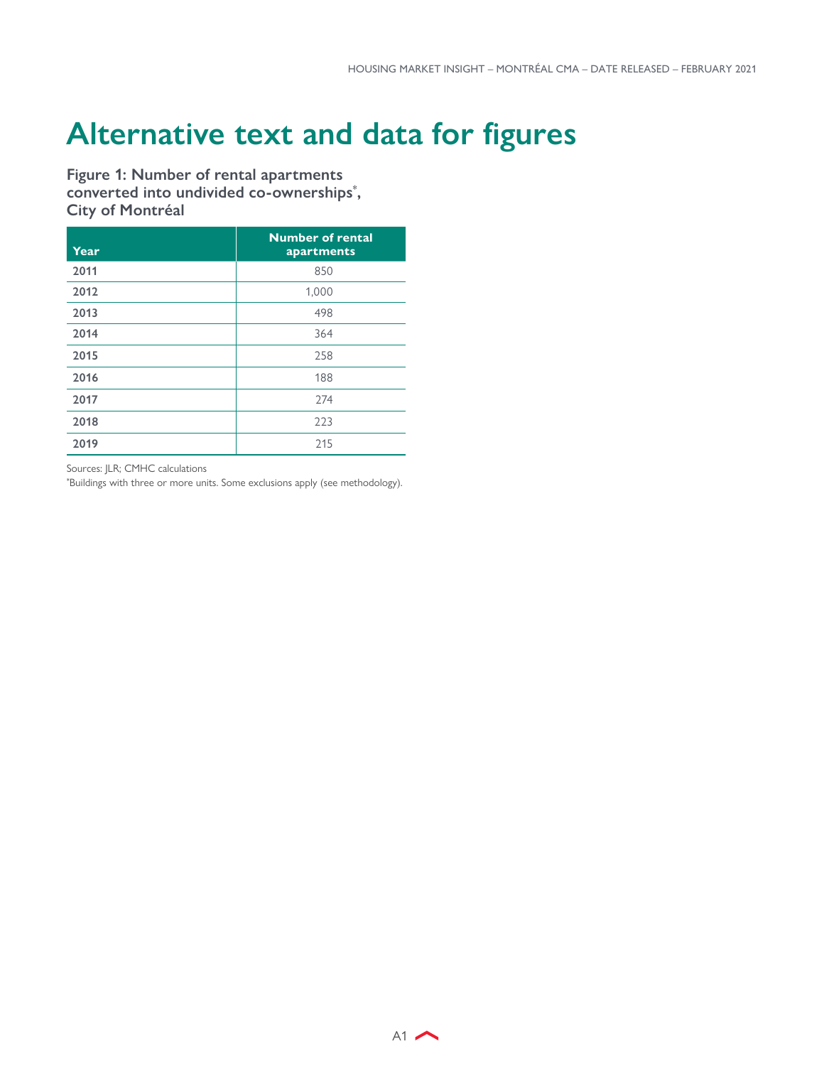# Alternative text and data for figures

### Figure 1: Number of rental apartments converted into undivided co-ownerships*, City of Montréal

| Year | Number of rental apartments |
|---|---|
| 2011 | 850 |
| 2012 | 1,000 |
| 2013 | 498 |
| 2014 | 364 |
| 2015 | 258 |
| 2016 | 188 |
| 2017 | 274 |
| 2018 | 223 |
| 2019 | 215 |

Sources: JLR; CMHC calculations

*Buildings with three or more units. Some exclusions apply (see methodology).